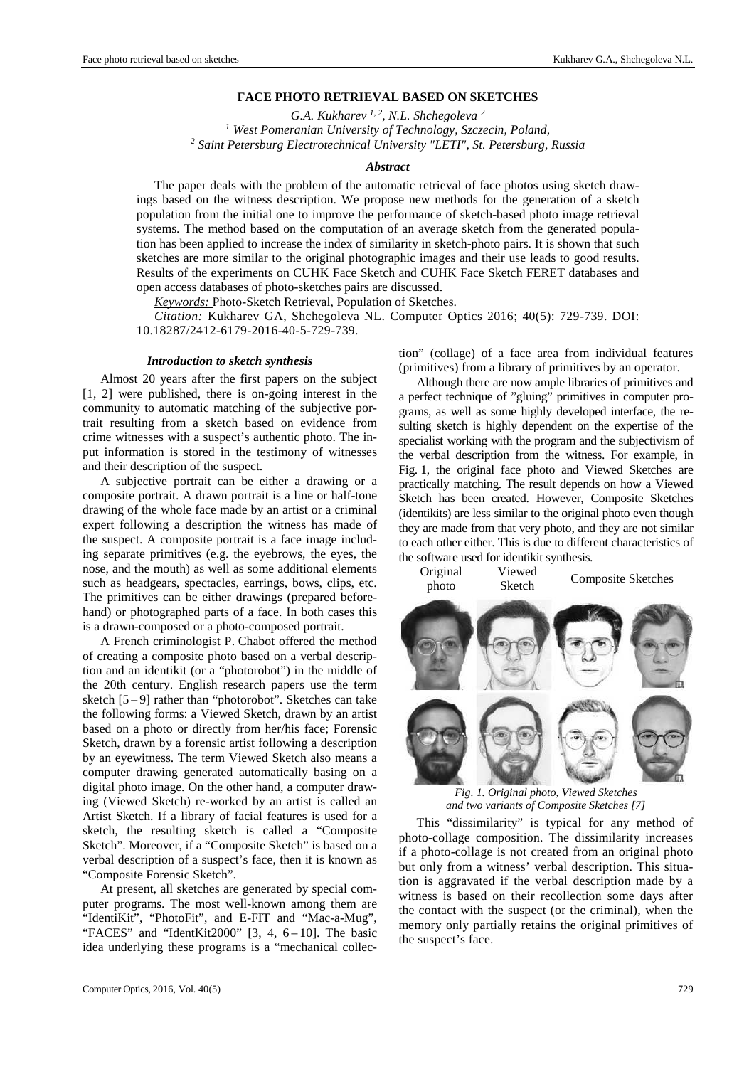# FACE PHOTO RETRIEVAL BASED ON SKETCHES

*G.A. Kukharev [1, 2], N.L. Shchegoleva [2]*
*[1] West Pomeranian University of Technology, Szczecin, Poland,*
*[2] Saint Petersburg Electrotechnical University "LETI", St. Petersburg, Russia*

### *Abstract*

The paper deals with the problem of the automatic retrieval of face photos using sketch drawings based on the witness description. We propose new methods for the generation of a sketch population from the initial one to improve the performance of sketch-based photo image retrieval systems. The method based on the computation of an average sketch from the generated population has been applied to increase the index of similarity in sketch-photo pairs. It is shown that such sketches are more similar to the original photographic images and their use leads to good results. Results of the experiments on CUHK Face Sketch and CUHK Face Sketch FERET databases and open access databases of photo-sketches pairs are discussed.

*Keywords:* Photo-Sketch Retrieval, Population of Sketches.

*Citation:* Kukharev GA, Shchegoleva NL. Computer Optics 2016; 40(5): 729-739. DOI: 10.18287/2412-6179-2016-40-5-729-739.

### *Introduction to sketch synthesis*

Almost 20 years after the first papers on the subject [1, 2] were published, there is on-going interest in the community to automatic matching of the subjective portrait resulting from a sketch based on evidence from crime witnesses with a suspect's authentic photo. The input information is stored in the testimony of witnesses and their description of the suspect.

A subjective portrait can be either a drawing or a composite portrait. A drawn portrait is a line or half-tone drawing of the whole face made by an artist or a criminal expert following a description the witness has made of the suspect. A composite portrait is a face image including separate primitives (e.g. the eyebrows, the eyes, the nose, and the mouth) as well as some additional elements such as headgears, spectacles, earrings, bows, clips, etc. The primitives can be either drawings (prepared beforehand) or photographed parts of a face. In both cases this is a drawn-composed or a photo-composed portrait.

A French criminologist P. Chabot offered the method of creating a composite photo based on a verbal description and an identikit (or a "photorobot") in the middle of the 20th century. English research papers use the term sketch [5 – 9] rather than "photorobot". Sketches can take the following forms: a Viewed Sketch, drawn by an artist based on a photo or directly from her/his face; Forensic Sketch, drawn by a forensic artist following a description by an eyewitness. The term Viewed Sketch also means a computer drawing generated automatically basing on a digital photo image. On the other hand, a computer drawing (Viewed Sketch) re-worked by an artist is called an Artist Sketch. If a library of facial features is used for a sketch, the resulting sketch is called a "Composite Sketch". Moreover, if a "Composite Sketch" is based on a verbal description of a suspect's face, then it is known as "Composite Forensic Sketch".

At present, all sketches are generated by special computer programs. The most well-known among them are "IdentiKit", "PhotoFit", and E-FIT and "Mac-a-Mug", "FACES" and "IdentKit2000" [3, 4, 6 – 10]. The basic idea underlying these programs is a "mechanical collection" (collage) of a face area from individual features (primitives) from a library of primitives by an operator.

Although there are now ample libraries of primitives and a perfect technique of "gluing" primitives in computer programs, as well as some highly developed interface, the resulting sketch is highly dependent on the expertise of the specialist working with the program and the subjectivism of the verbal description from the witness. For example, in Fig. 1, the original face photo and Viewed Sketches are practically matching. The result depends on how a Viewed Sketch has been created. However, Composite Sketches (identikits) are less similar to the original photo even though they are made from that very photo, and they are not similar to each other either. This is due to different characteristics of the software used for identikit synthesis.

Original photo | Viewed Sketch | Composite Sketches

*Fig. 1. Original photo, Viewed Sketches and two variants of Composite Sketches [7]*

This "dissimilarity" is typical for any method of photo-collage composition. The dissimilarity increases if a photo-collage is not created from an original photo but only from a witness' verbal description. This situation is aggravated if the verbal description made by a witness is based on their recollection some days after the contact with the suspect (or the criminal), when the memory only partially retains the original primitives of the suspect's face.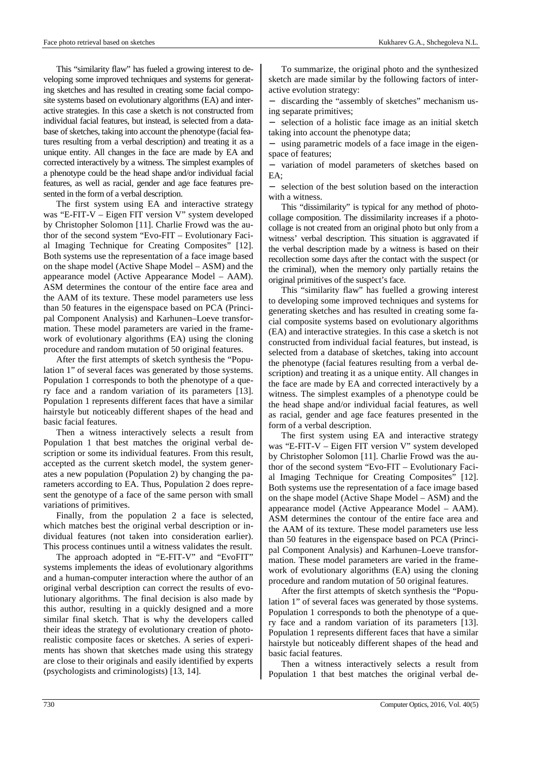This "similarity flaw" has fueled a growing interest to developing some improved techniques and systems for generating sketches and has resulted in creating some facial composite systems based on evolutionary algorithms (EA) and interactive strategies. In this case a sketch is not constructed from individual facial features, but instead, is selected from a database of sketches, taking into account the phenotype (facial features resulting from a verbal description) and treating it as a unique entity. All changes in the face are made by EA and corrected interactively by a witness. The simplest examples of a phenotype could be the head shape and/or individual facial features, as well as racial, gender and age face features presented in the form of a verbal description.

The first system using EA and interactive strategy was "E-FIT-V – Eigen FIT version V" system developed by Christopher Solomon [11]. Charlie Frowd was the author of the second system "Evo-FIT – Evolutionary Facial Imaging Technique for Creating Composites" [12]. Both systems use the representation of a face image based on the shape model (Active Shape Model – ASM) and the appearance model (Active Appearance Model – AAM). ASM determines the contour of the entire face area and the AAM of its texture. These model parameters use less than 50 features in the eigenspace based on PCA (Principal Component Analysis) and Karhunen–Loeve transformation. These model parameters are varied in the framework of evolutionary algorithms (EA) using the cloning procedure and random mutation of 50 original features.

After the first attempts of sketch synthesis the "Population 1" of several faces was generated by those systems. Population 1 corresponds to both the phenotype of a query face and a random variation of its parameters [13]. Population 1 represents different faces that have a similar hairstyle but noticeably different shapes of the head and basic facial features.

Then a witness interactively selects a result from Population 1 that best matches the original verbal description or some its individual features. From this result, accepted as the current sketch model, the system generates a new population (Population 2) by changing the parameters according to EA. Thus, Population 2 does represent the genotype of a face of the same person with small variations of primitives.

Finally, from the population 2 a face is selected, which matches best the original verbal description or individual features (not taken into consideration earlier). This process continues until a witness validates the result.

The approach adopted in "E-FIT-V" and "EvoFIT" systems implements the ideas of evolutionary algorithms and a human-computer interaction where the author of an original verbal description can correct the results of evolutionary algorithms. The final decision is also made by this author, resulting in a quickly designed and a more similar final sketch. That is why the developers called their ideas the strategy of evolutionary creation of photorealistic composite faces or sketches. A series of experiments has shown that sketches made using this strategy are close to their originals and easily identified by experts (psychologists and criminologists) [13, 14].

To summarize, the original photo and the synthesized sketch are made similar by the following factors of interactive evolution strategy:

− discarding the "assembly of sketches" mechanism using separate primitives;
− selection of a holistic face image as an initial sketch taking into account the phenotype data;
− using parametric models of a face image in the eigenspace of features;
− variation of model parameters of sketches based on EA;
− selection of the best solution based on the interaction with a witness.

This "dissimilarity" is typical for any method of photo-collage composition. The dissimilarity increases if a photo-collage is not created from an original photo but only from a witness' verbal description. This situation is aggravated if the verbal description made by a witness is based on their recollection some days after the contact with the suspect (or the criminal), when the memory only partially retains the original primitives of the suspect's face.

This "similarity flaw" has fuelled a growing interest to developing some improved techniques and systems for generating sketches and has resulted in creating some facial composite systems based on evolutionary algorithms (EA) and interactive strategies. In this case a sketch is not constructed from individual facial features, but instead, is selected from a database of sketches, taking into account the phenotype (facial features resulting from a verbal description) and treating it as a unique entity. All changes in the face are made by EA and corrected interactively by a witness. The simplest examples of a phenotype could be the head shape and/or individual facial features, as well as racial, gender and age face features presented in the form of a verbal description.

The first system using EA and interactive strategy was "E-FIT-V – Eigen FIT version V" system developed by Christopher Solomon [11]. Charlie Frowd was the author of the second system "Evo-FIT – Evolutionary Facial Imaging Technique for Creating Composites" [12]. Both systems use the representation of a face image based on the shape model (Active Shape Model – ASM) and the appearance model (Active Appearance Model – AAM). ASM determines the contour of the entire face area and the AAM of its texture. These model parameters use less than 50 features in the eigenspace based on PCA (Principal Component Analysis) and Karhunen–Loeve transformation. These model parameters are varied in the framework of evolutionary algorithms (EA) using the cloning procedure and random mutation of 50 original features.

After the first attempts of sketch synthesis the "Population 1" of several faces was generated by those systems. Population 1 corresponds to both the phenotype of a query face and a random variation of its parameters [13]. Population 1 represents different faces that have a similar hairstyle but noticeably different shapes of the head and basic facial features.

Then a witness interactively selects a result from Population 1 that best matches the original verbal de-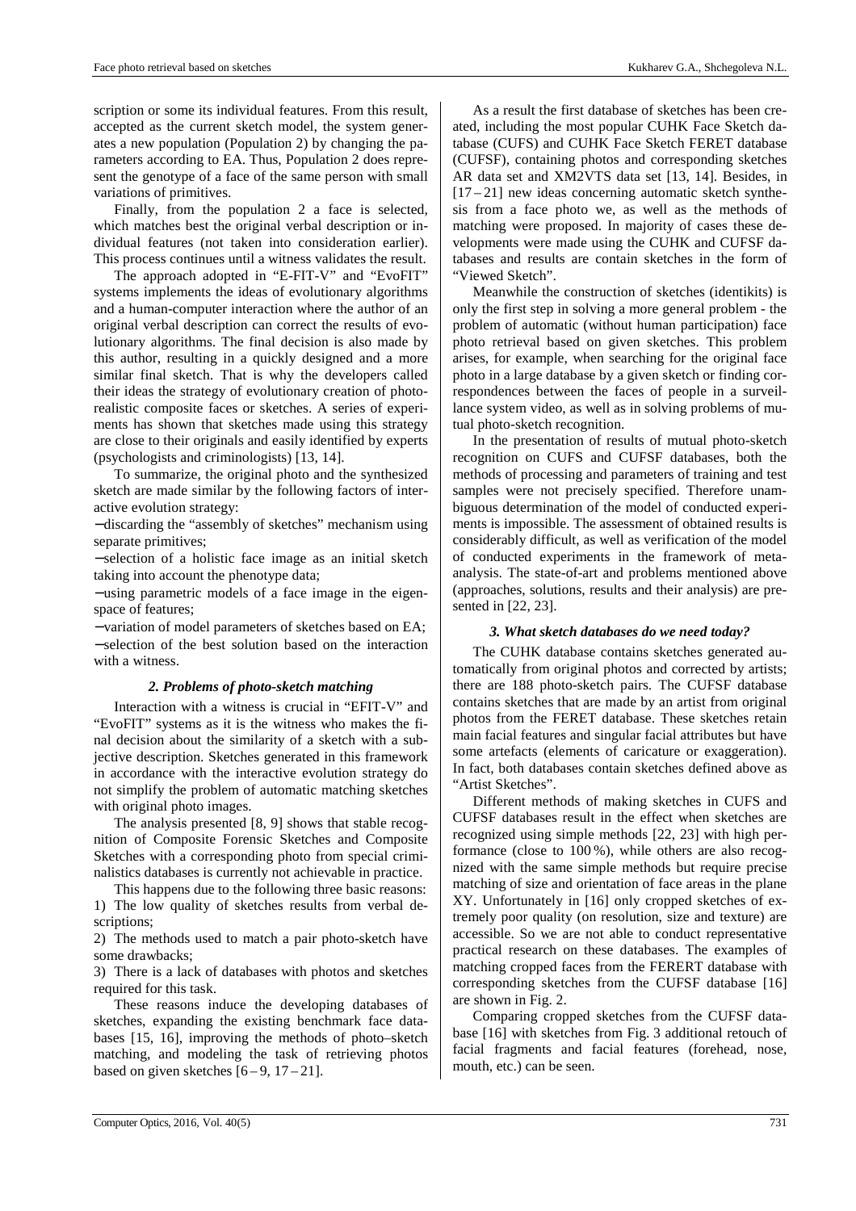scription or some its individual features. From this result, accepted as the current sketch model, the system generates a new population (Population 2) by changing the parameters according to EA. Thus, Population 2 does represent the genotype of a face of the same person with small variations of primitives.

Finally, from the population 2 a face is selected, which matches best the original verbal description or individual features (not taken into consideration earlier). This process continues until a witness validates the result.

The approach adopted in "E-FIT-V" and "EvoFIT" systems implements the ideas of evolutionary algorithms and a human-computer interaction where the author of an original verbal description can correct the results of evolutionary algorithms. The final decision is also made by this author, resulting in a quickly designed and a more similar final sketch. That is why the developers called their ideas the strategy of evolutionary creation of photo-realistic composite faces or sketches. A series of experiments has shown that sketches made using this strategy are close to their originals and easily identified by experts (psychologists and criminologists) [13, 14].

To summarize, the original photo and the synthesized sketch are made similar by the following factors of interactive evolution strategy:

− discarding the "assembly of sketches" mechanism using separate primitives;
− selection of a holistic face image as an initial sketch taking into account the phenotype data;
− using parametric models of a face image in the eigen-space of features;
− variation of model parameters of sketches based on EA;
− selection of the best solution based on the interaction with a witness.

### *2. Problems of photo-sketch matching*

Interaction with a witness is crucial in "EFIT-V" and "EvoFIT" systems as it is the witness who makes the final decision about the similarity of a sketch with a subjective description. Sketches generated in this framework in accordance with the interactive evolution strategy do not simplify the problem of automatic matching sketches with original photo images.

The analysis presented [8, 9] shows that stable recognition of Composite Forensic Sketches and Composite Sketches with a corresponding photo from special criminalistics databases is currently not achievable in practice.

This happens due to the following three basic reasons:
1) The low quality of sketches results from verbal descriptions;
2) The methods used to match a pair photo-sketch have some drawbacks;
3) There is a lack of databases with photos and sketches required for this task.

These reasons induce the developing databases of sketches, expanding the existing benchmark face databases [15, 16], improving the methods of photo–sketch matching, and modeling the task of retrieving photos based on given sketches [6 – 9, 17 – 21].

As a result the first database of sketches has been created, including the most popular CUHK Face Sketch database (CUFS) and CUHK Face Sketch FERET database (CUFSF), containing photos and corresponding sketches AR data set and XM2VTS data set [13, 14]. Besides, in [17 – 21] new ideas concerning automatic sketch synthesis from a face photo we, as well as the methods of matching were proposed. In majority of cases these developments were made using the CUHK and CUFSF databases and results are contain sketches in the form of "Viewed Sketch".

Meanwhile the construction of sketches (identikits) is only the first step in solving a more general problem - the problem of automatic (without human participation) face photo retrieval based on given sketches. This problem arises, for example, when searching for the original face photo in a large database by a given sketch or finding correspondences between the faces of people in a surveillance system video, as well as in solving problems of mutual photo-sketch recognition.

In the presentation of results of mutual photo-sketch recognition on CUFS and CUFSF databases, both the methods of processing and parameters of training and test samples were not precisely specified. Therefore unambiguous determination of the model of conducted experiments is impossible. The assessment of obtained results is considerably difficult, as well as verification of the model of conducted experiments in the framework of meta-analysis. The state-of-art and problems mentioned above (approaches, solutions, results and their analysis) are presented in [22, 23].

### *3. What sketch databases do we need today?*

The CUHK database contains sketches generated automatically from original photos and corrected by artists; there are 188 photo-sketch pairs. The CUFSF database contains sketches that are made by an artist from original photos from the FERET database. These sketches retain main facial features and singular facial attributes but have some artefacts (elements of caricature or exaggeration). In fact, both databases contain sketches defined above as "Artist Sketches".

Different methods of making sketches in CUFS and CUFSF databases result in the effect when sketches are recognized using simple methods [22, 23] with high performance (close to 100 %), while others are also recognized with the same simple methods but require precise matching of size and orientation of face areas in the plane XY. Unfortunately in [16] only cropped sketches of extremely poor quality (on resolution, size and texture) are accessible. So we are not able to conduct representative practical research on these databases. The examples of matching cropped faces from the FERERT database with corresponding sketches from the CUFSF database [16] are shown in Fig. 2.

Comparing cropped sketches from the CUFSF database [16] with sketches from Fig. 3 additional retouch of facial fragments and facial features (forehead, nose, mouth, etc.) can be seen.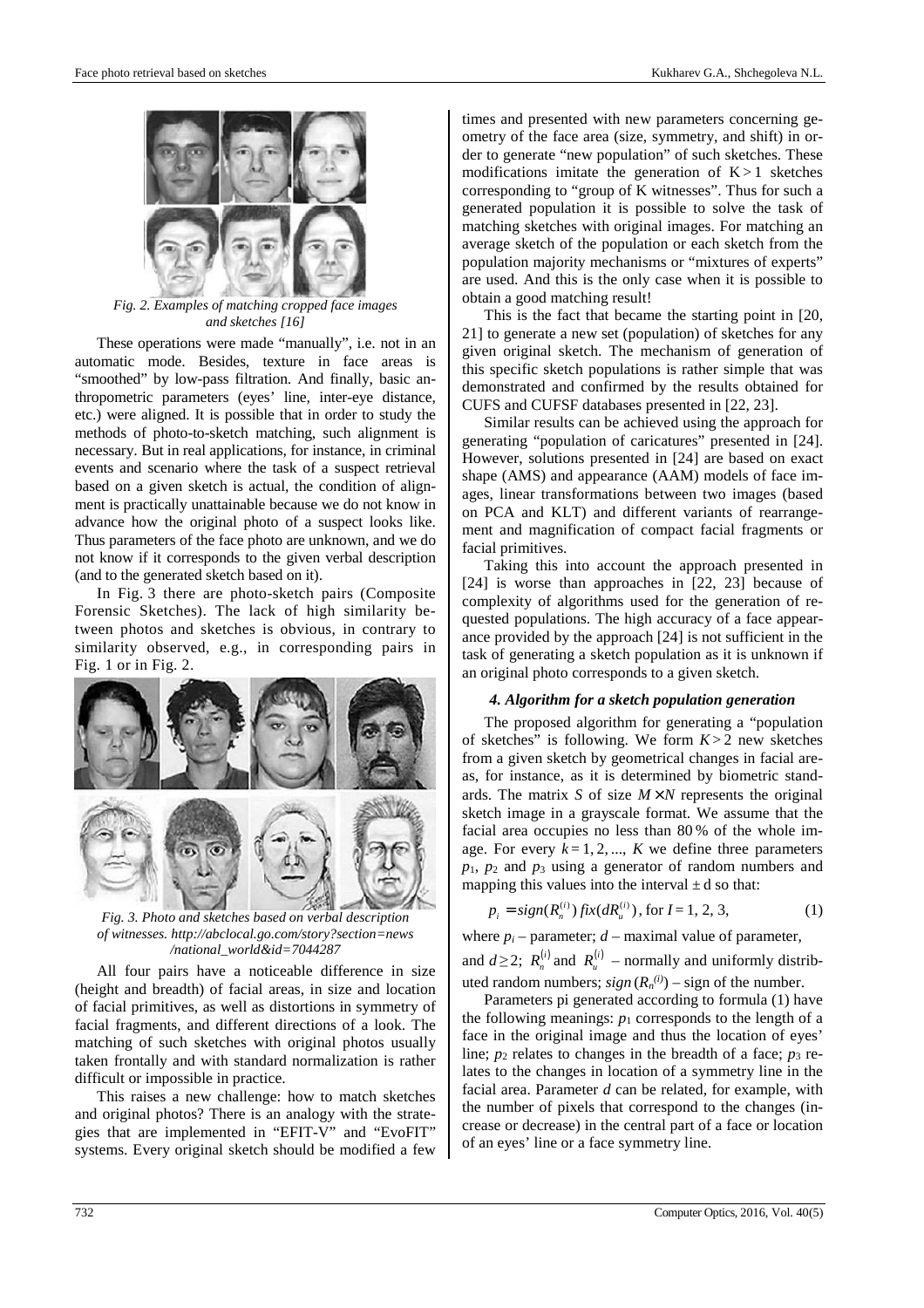*Fig. 2. Examples of matching cropped face images and sketches [16]*

These operations were made "manually", i.e. not in an automatic mode. Besides, texture in face areas is "smoothed" by low-pass filtration. And finally, basic anthropometric parameters (eyes' line, inter-eye distance, etc.) were aligned. It is possible that in order to study the methods of photo-to-sketch matching, such alignment is necessary. But in real applications, for instance, in criminal events and scenario where the task of a suspect retrieval based on a given sketch is actual, the condition of alignment is practically unattainable because we do not know in advance how the original photo of a suspect looks like. Thus parameters of the face photo are unknown, and we do not know if it corresponds to the given verbal description (and to the generated sketch based on it).

In Fig. 3 there are photo-sketch pairs (Composite Forensic Sketches). The lack of high similarity between photos and sketches is obvious, in contrary to similarity observed, e.g., in corresponding pairs in Fig. 1 or in Fig. 2.

*Fig. 3. Photo and sketches based on verbal description of witnesses. http://abclocal.go.com/story?section=news /national_world&id=7044287*

All four pairs have a noticeable difference in size (height and breadth) of facial areas, in size and location of facial primitives, as well as distortions in symmetry of facial fragments, and different directions of a look. The matching of such sketches with original photos usually taken frontally and with standard normalization is rather difficult or impossible in practice.

This raises a new challenge: how to match sketches and original photos? There is an analogy with the strategies that are implemented in "EFIT-V" and "EvoFIT" systems. Every original sketch should be modified a few times and presented with new parameters concerning geometry of the face area (size, symmetry, and shift) in order to generate "new population" of such sketches. These modifications imitate the generation of $K > 1$ sketches corresponding to "group of K witnesses". Thus for such a generated population it is possible to solve the task of matching sketches with original images. For matching an average sketch of the population or each sketch from the population majority mechanisms or "mixtures of experts" are used. And this is the only case when it is possible to obtain a good matching result!

This is the fact that became the starting point in [20, 21] to generate a new set (population) of sketches for any given original sketch. The mechanism of generation of this specific sketch populations is rather simple that was demonstrated and confirmed by the results obtained for CUFS and CUFSF databases presented in [22, 23].

Similar results can be achieved using the approach for generating "population of caricatures" presented in [24]. However, solutions presented in [24] are based on exact shape (AMS) and appearance (AAM) models of face images, linear transformations between two images (based on PCA and KLT) and different variants of rearrangement and magnification of compact facial fragments or facial primitives.

Taking this into account the approach presented in [24] is worse than approaches in [22, 23] because of complexity of algorithms used for the generation of requested populations. The high accuracy of a face appearance provided by the approach [24] is not sufficient in the task of generating a sketch population as it is unknown if an original photo corresponds to a given sketch.

### *4. Algorithm for a sketch population generation*

The proposed algorithm for generating a "population of sketches" is following. We form $K > 2$ new sketches from a given sketch by geometrical changes in facial areas, for instance, as it is determined by biometric standards. The matrix $S$ of size $M \times N$ represents the original sketch image in a grayscale format. We assume that the facial area occupies no less than 80 % of the whole image. For every $k = 1, 2, ..., K$ we define three parameters $p_1$, $p_2$ and $p_3$ using a generator of random numbers and mapping this values into the interval $\pm$ d so that:

$$p_i = sign(R_n^{(i)})\, fix(dR_u^{(i)}), \text{ for } I = 1, 2, 3, \qquad (1)$$

where $p_i$ – parameter; $d$ – maximal value of parameter, and $d \geq 2$; $R_n^{(i)}$ and $R_u^{(i)}$ – normally and uniformly distributed random numbers; $sign(R_n^{(i)})$ – sign of the number.

Parameters pi generated according to formula (1) have the following meanings: $p_1$ corresponds to the length of a face in the original image and thus the location of eyes' line; $p_2$ relates to changes in the breadth of a face; $p_3$ relates to the changes in location of a symmetry line in the facial area. Parameter $d$ can be related, for example, with the number of pixels that correspond to the changes (increase or decrease) in the central part of a face or location of an eyes' line or a face symmetry line.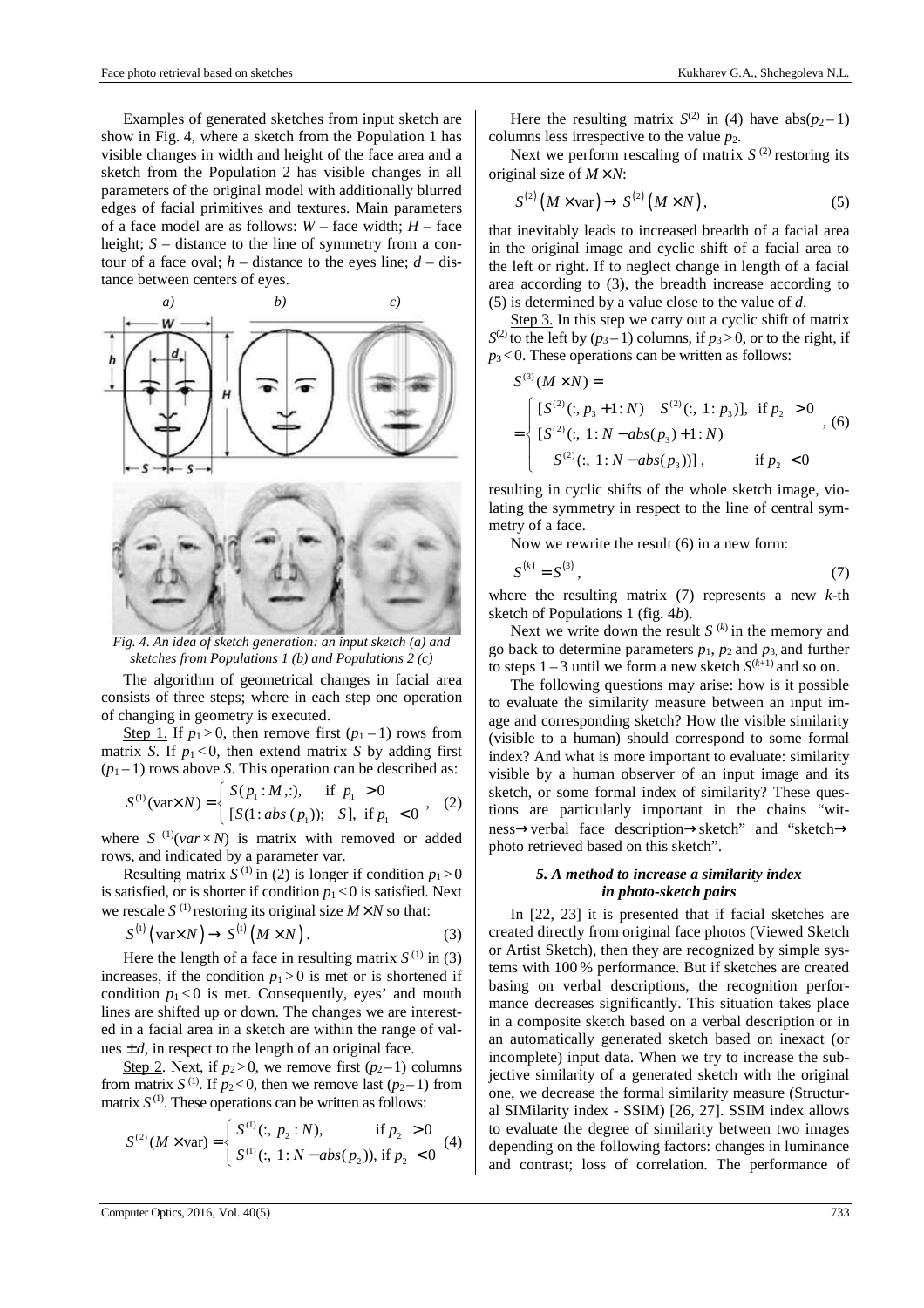Examples of generated sketches from input sketch are show in Fig. 4, where a sketch from the Population 1 has visible changes in width and height of the face area and a sketch from the Population 2 has visible changes in all parameters of the original model with additionally blurred edges of facial primitives and textures. Main parameters of a face model are as follows: $W$ – face width; $H$ – face height; $S$ – distance to the line of symmetry from a contour of a face oval; $h$ – distance to the eyes line; $d$ – distance between centers of eyes.

*Fig. 4. An idea of sketch generation: an input sketch (a) and sketches from Populations 1 (b) and Populations 2 (c)*

The algorithm of geometrical changes in facial area consists of three steps; where in each step one operation of changing in geometry is executed.

Step 1. If $p_1 > 0$, then remove first $(p_1 - 1)$ rows from matrix $S$. If $p_1 < 0$, then extend matrix $S$ by adding first $(p_1 - 1)$ rows above $S$. This operation can be described as:

$$S^{(1)}(\text{var} \times N) = \begin{cases} S(p_1 : M, :), & \text{if } p_1 > 0 \\ [S(1 : abs(p_1)); \; S], & \text{if } p_1 < 0 \end{cases}, \quad (2)$$

where $S^{(1)}(var \times N)$ is matrix with removed or added rows, and indicated by a parameter var.

Resulting matrix $S^{(1)}$ in (2) is longer if condition $p_1 > 0$ is satisfied, or is shorter if condition $p_1 < 0$ is satisfied. Next we rescale $S^{(1)}$ restoring its original size $M \times N$ so that:

$$S^{(1)}(\text{var} \times N) \to S^{(1)}(M \times N). \quad (3)$$

Here the length of a face in resulting matrix $S^{(1)}$ in (3) increases, if the condition $p_1 > 0$ is met or is shortened if condition $p_1 < 0$ is met. Consequently, eyes' and mouth lines are shifted up or down. The changes we are interested in a facial area in a sketch are within the range of values $\pm d$, in respect to the length of an original face.

Step 2. Next, if $p_2 > 0$, we remove first $(p_2 - 1)$ columns from matrix $S^{(1)}$. If $p_2 < 0$, then we remove last $(p_2 - 1)$ from matrix $S^{(1)}$. These operations can be written as follows:

$$S^{(2)}(M \times \text{var}) = \begin{cases} S^{(1)}(:, \; p_2 : N), & \text{if } p_2 > 0 \\ S^{(1)}(:, \; 1 : N - abs(p_2)), & \text{if } p_2 < 0 \end{cases} \quad (4)$$

Here the resulting matrix $S^{(2)}$ in (4) have $\text{abs}(p_2 - 1)$ columns less irrespective to the value $p_2$.

Next we perform rescaling of matrix $S^{(2)}$ restoring its original size of $M \times N$:

$$S^{(2)}(M \times \text{var}) \to S^{(2)}(M \times N), \quad (5)$$

that inevitably leads to increased breadth of a facial area in the original image and cyclic shift of a facial area to the left or right. If to neglect change in length of a facial area according to (3), the breadth increase according to (5) is determined by a value close to the value of $d$.

Step 3. In this step we carry out a cyclic shift of matrix $S^{(2)}$ to the left by $(p_3 - 1)$ columns, if $p_3 > 0$, or to the right, if $p_3 < 0$. These operations can be written as follows:

$$S^{(3)}(M \times N) = \begin{cases} [S^{(2)}(:, \; p_3 + 1 : N) \quad S^{(2)}(:, \; 1 : p_3)], & \text{if } p_2 > 0 \\ [S^{(2)}(:, \; 1 : N - abs(p_3) + 1 : N) \\ \quad S^{(2)}(:, \; 1 : N - abs(p_3))], & \text{if } p_2 < 0 \end{cases}, \quad (6)$$

resulting in cyclic shifts of the whole sketch image, violating the symmetry in respect to the line of central symmetry of a face.

Now we rewrite the result (6) in a new form:

$$S^{(k)} = S^{(3)}, \quad (7)$$

where the resulting matrix (7) represents a new $k$-th sketch of Populations 1 (fig. 4*b*).

Next we write down the result $S^{(k)}$ in the memory and go back to determine parameters $p_1$, $p_2$ and $p_3$, and further to steps 1 – 3 until we form a new sketch $S^{(k+1)}$ and so on.

The following questions may arise: how is it possible to evaluate the similarity measure between an input image and corresponding sketch? How the visible similarity (visible to a human) should correspond to some formal index? And what is more important to evaluate: similarity visible by a human observer of an input image and its sketch, or some formal index of similarity? These questions are particularly important in the chains "witness→verbal face description→sketch" and "sketch→photo retrieved based on this sketch".

### *5. A method to increase a similarity index in photo-sketch pairs*

In [22, 23] it is presented that if facial sketches are created directly from original face photos (Viewed Sketch or Artist Sketch), then they are recognized by simple systems with 100 % performance. But if sketches are created basing on verbal descriptions, the recognition performance decreases significantly. This situation takes place in a composite sketch based on a verbal description or in an automatically generated sketch based on inexact (or incomplete) input data. When we try to increase the subjective similarity of a generated sketch with the original one, we decrease the formal similarity measure (Structural SIMilarity index - SSIM) [26, 27]. SSIM index allows to evaluate the degree of similarity between two images depending on the following factors: changes in luminance and contrast; loss of correlation. The performance of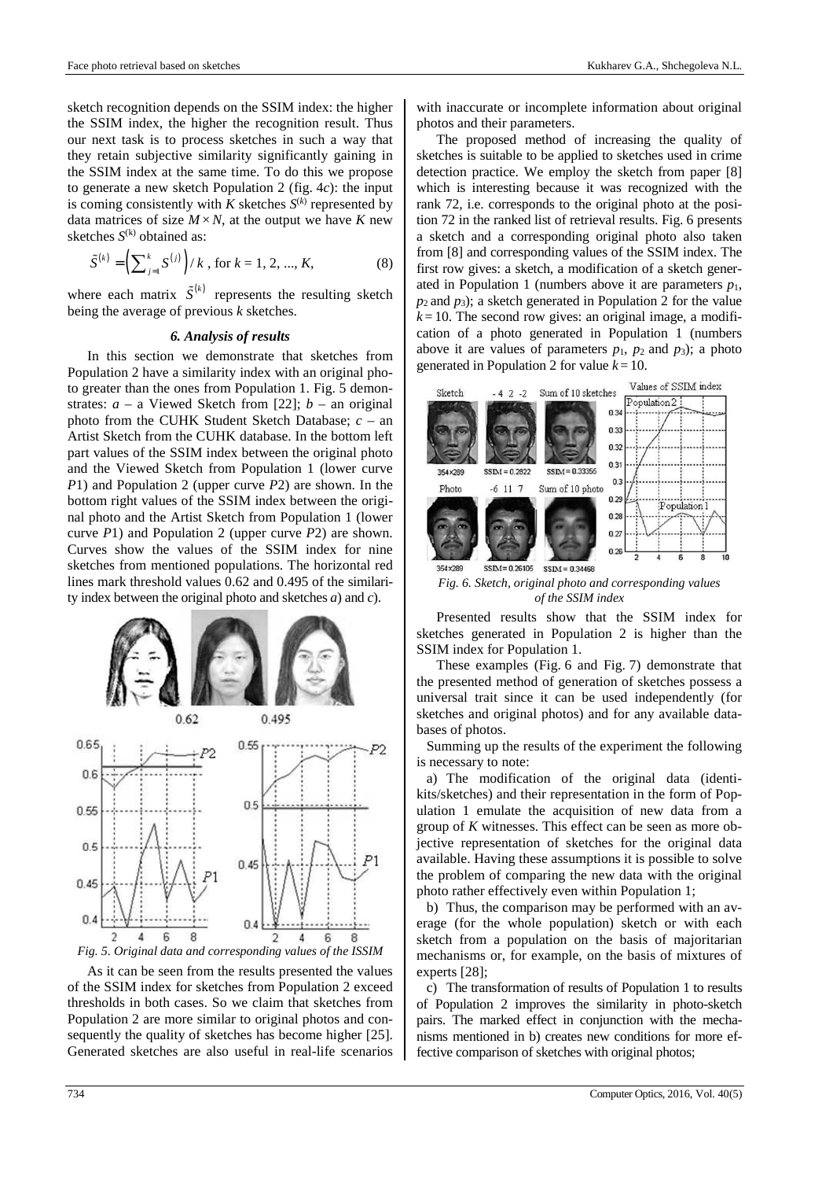sketch recognition depends on the SSIM index: the higher the SSIM index, the higher the recognition result. Thus our next task is to process sketches in such a way that they retain subjective similarity significantly gaining in the SSIM index at the same time. To do this we propose to generate a new sketch Population 2 (fig. 4*c*): the input is coming consistently with $K$ sketches $S^{(k)}$ represented by data matrices of size $M \times N$, at the output we have $K$ new sketches $S^{(k)}$ obtained as:

$$\tilde{S}^{(k)} = \left(\sum_{j=1}^{k} S^{(j)}\right) / k \text{, for } k = 1, 2, ..., K, \tag{8}$$

where each matrix $\tilde{S}^{(k)}$ represents the resulting sketch being the average of previous $k$ sketches.

### *6. Analysis of results*

In this section we demonstrate that sketches from Population 2 have a similarity index with an original photo greater than the ones from Population 1. Fig. 5 demonstrates: $a$ – a Viewed Sketch from [22]; $b$ – an original photo from the CUHK Student Sketch Database; $c$ – an Artist Sketch from the CUHK database. In the bottom left part values of the SSIM index between the original photo and the Viewed Sketch from Population 1 (lower curve $P1$) and Population 2 (upper curve $P2$) are shown. In the bottom right values of the SSIM index between the original photo and the Artist Sketch from Population 1 (lower curve $P1$) and Population 2 (upper curve $P2$) are shown. Curves show the values of the SSIM index for nine sketches from mentioned populations. The horizontal red lines mark threshold values 0.62 and 0.495 of the similarity index between the original photo and sketches *a*) and *c*).

*Fig. 5. Original data and corresponding values of the ISSIM*

As it can be seen from the results presented the values of the SSIM index for sketches from Population 2 exceed thresholds in both cases. So we claim that sketches from Population 2 are more similar to original photos and consequently the quality of sketches has become higher [25]. Generated sketches are also useful in real-life scenarios with inaccurate or incomplete information about original photos and their parameters.

The proposed method of increasing the quality of sketches is suitable to be applied to sketches used in crime detection practice. We employ the sketch from paper [8] which is interesting because it was recognized with the rank 72, i.e. corresponds to the original photo at the position 72 in the ranked list of retrieval results. Fig. 6 presents a sketch and a corresponding original photo also taken from [8] and corresponding values of the SSIM index. The first row gives: a sketch, a modification of a sketch generated in Population 1 (numbers above it are parameters $p_1$, $p_2$ and $p_3$); a sketch generated in Population 2 for the value $k = 10$. The second row gives: an original image, a modification of a photo generated in Population 1 (numbers above it are values of parameters $p_1$, $p_2$ and $p_3$); a photo generated in Population 2 for value $k = 10$.

*Fig. 6. Sketch, original photo and corresponding values of the SSIM index*

Presented results show that the SSIM index for sketches generated in Population 2 is higher than the SSIM index for Population 1.

These examples (Fig. 6 and Fig. 7) demonstrate that the presented method of generation of sketches possess a universal trait since it can be used independently (for sketches and original photos) and for any available databases of photos.

Summing up the results of the experiment the following is necessary to note:

a) The modification of the original data (identikits/sketches) and their representation in the form of Population 1 emulate the acquisition of new data from a group of $K$ witnesses. This effect can be seen as more objective representation of sketches for the original data available. Having these assumptions it is possible to solve the problem of comparing the new data with the original photo rather effectively even within Population 1;

b) Thus, the comparison may be performed with an average (for the whole population) sketch or with each sketch from a population on the basis of majoritarian mechanisms or, for example, on the basis of mixtures of experts [28];

c) The transformation of results of Population 1 to results of Population 2 improves the similarity in photo-sketch pairs. The marked effect in conjunction with the mechanisms mentioned in b) creates new conditions for more effective comparison of sketches with original photos;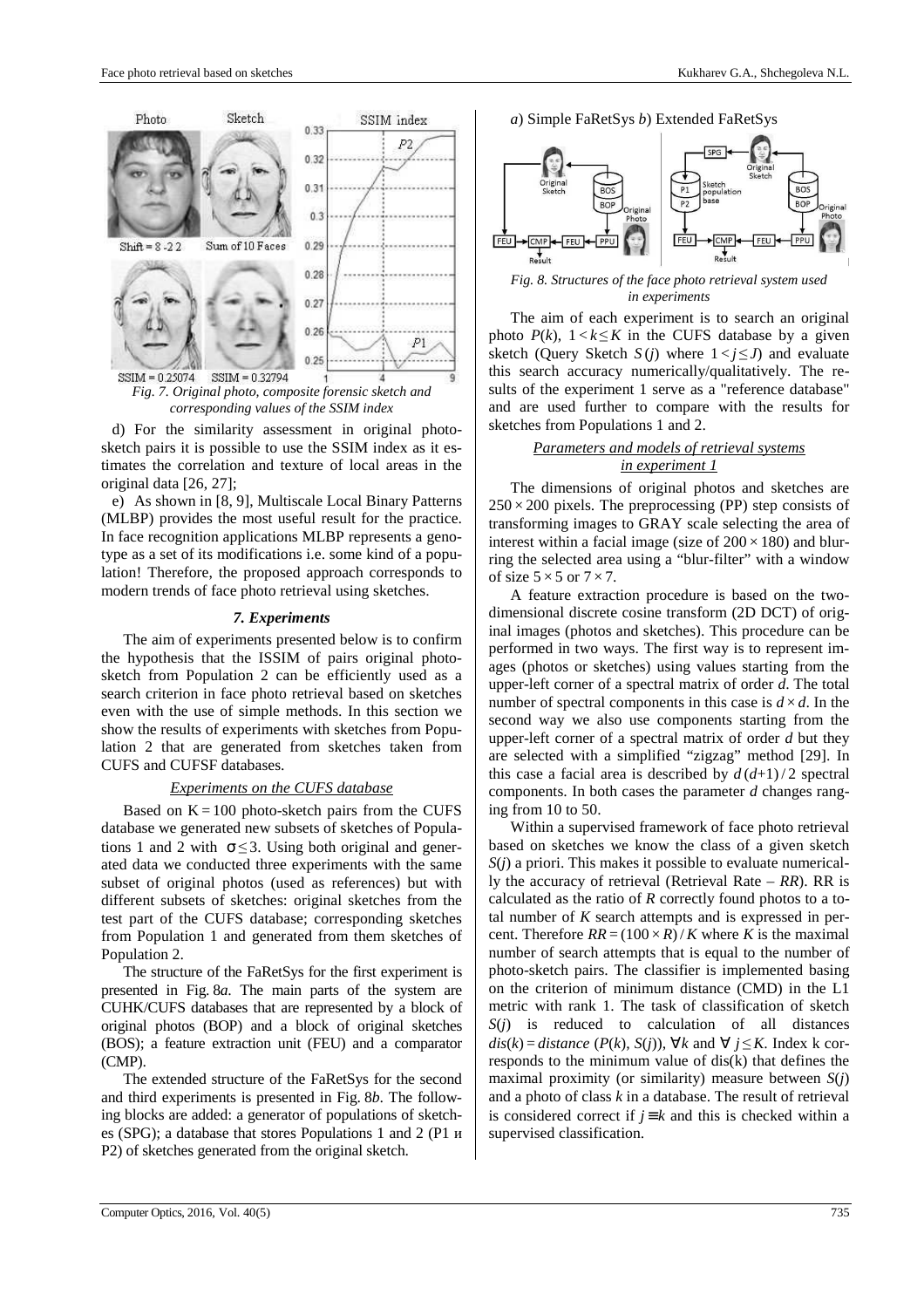Fig. 7. Original photo, composite forensic sketch and corresponding values of the SSIM index

d) For the similarity assessment in original photo-sketch pairs it is possible to use the SSIM index as it estimates the correlation and texture of local areas in the original data [26, 27];

e) As shown in [8, 9], Multiscale Local Binary Patterns (MLBP) provides the most useful result for the practice. In face recognition applications MLBP represents a genotype as a set of its modifications i.e. some kind of a population! Therefore, the proposed approach corresponds to modern trends of face photo retrieval using sketches.

### *7. Experiments*

The aim of experiments presented below is to confirm the hypothesis that the ISSIM of pairs original photo-sketch from Population 2 can be efficiently used as a search criterion in face photo retrieval based on sketches even with the use of simple methods. In this section we show the results of experiments with sketches from Population 2 that are generated from sketches taken from CUFS and CUFSF databases.

#### *Experiments on the CUFS database*

Based on $K = 100$ photo-sketch pairs from the CUFS database we generated new subsets of sketches of Populations 1 and 2 with $\sigma \le 3$. Using both original and generated data we conducted three experiments with the same subset of original photos (used as references) but with different subsets of sketches: original sketches from the test part of the CUFS database; corresponding sketches from Population 1 and generated from them sketches of Population 2.

The structure of the FaRetSys for the first experiment is presented in Fig. 8*a*. The main parts of the system are CUHK/CUFS databases that are represented by a block of original photos (BOP) and a block of original sketches (BOS); a feature extraction unit (FEU) and a comparator (CMP).

The extended structure of the FaRetSys for the second and third experiments is presented in Fig. 8*b*. The following blocks are added: a generator of populations of sketches (SPG); a database that stores Populations 1 and 2 (P1 и P2) of sketches generated from the original sketch.

*a*) Simple FaRetSys *b*) Extended FaRetSys

*Fig. 8. Structures of the face photo retrieval system used in experiments*

The aim of each experiment is to search an original photo $P(k)$, $1 < k \le K$ in the CUFS database by a given sketch (Query Sketch $S(j)$ where $1 < j \le J$) and evaluate this search accuracy numerically/qualitatively. The results of the experiment 1 serve as a "reference database" and are used further to compare with the results for sketches from Populations 1 and 2.

#### *Parameters and models of retrieval systems in experiment 1*

The dimensions of original photos and sketches are $250 \times 200$ pixels. The preprocessing (PP) step consists of transforming images to GRAY scale selecting the area of interest within a facial image (size of $200 \times 180$) and blurring the selected area using a "blur-filter" with a window of size $5 \times 5$ or $7 \times 7$.

A feature extraction procedure is based on the two-dimensional discrete cosine transform (2D DCT) of original images (photos and sketches). This procedure can be performed in two ways. The first way is to represent images (photos or sketches) using values starting from the upper-left corner of a spectral matrix of order $d$. The total number of spectral components in this case is $d \times d$. In the second way we also use components starting from the upper-left corner of a spectral matrix of order $d$ but they are selected with a simplified "zigzag" method [29]. In this case a facial area is described by $d(d+1)/2$ spectral components. In both cases the parameter $d$ changes ranging from 10 to 50.

Within a supervised framework of face photo retrieval based on sketches we know the class of a given sketch $S(j)$ a priori. This makes it possible to evaluate numerically the accuracy of retrieval (Retrieval Rate – $RR$). RR is calculated as the ratio of $R$ correctly found photos to a total number of $K$ search attempts and is expressed in percent. Therefore $RR = (100 \times R)/K$ where $K$ is the maximal number of search attempts that is equal to the number of photo-sketch pairs. The classifier is implemented basing on the criterion of minimum distance (CMD) in the L1 metric with rank 1. The task of classification of sketch $S(j)$ is reduced to calculation of all distances $dis(k) = distance\,(P(k), S(j))$, $\forall k$ and $\forall\, j \le K$. Index k corresponds to the minimum value of dis(k) that defines the maximal proximity (or similarity) measure between $S(j)$ and a photo of class $k$ in a database. The result of retrieval is considered correct if $j \equiv k$ and this is checked within a supervised classification.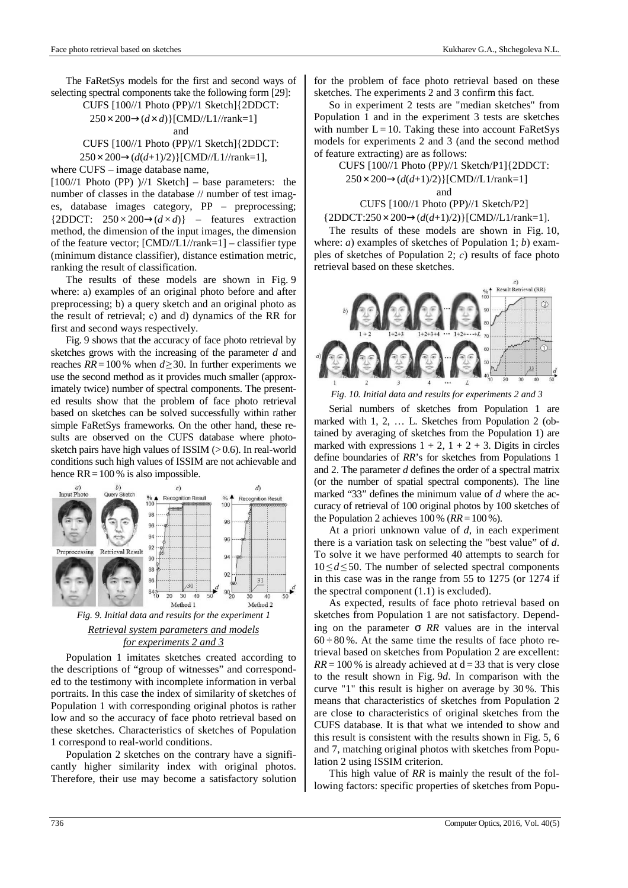The FaRetSys models for the first and second ways of selecting spectral components take the following form [29]:

CUFS [100//1 Photo (PP)//1 Sketch]{2DDCT: $250\times200\rightarrow(d\times d)$}[CMD//L1//rank=1]

and

CUFS [100//1 Photo (PP)//1 Sketch]{2DDCT: $250\times200\rightarrow(d(d+1)/2)$}[CMD//L1//rank=1],

where CUFS – image database name,

[100//1 Photo (PP) )//1 Sketch] – base parameters: the number of classes in the database // number of test images, database images category, PP – preprocessing; {2DDCT: $250\times200\rightarrow(d\times d)$} – features extraction method, the dimension of the input images, the dimension of the feature vector; [CMD//L1//rank=1] – classifier type (minimum distance classifier), distance estimation metric, ranking the result of classification.

The results of these models are shown in Fig. 9 where: a) examples of an original photo before and after preprocessing; b) a query sketch and an original photo as the result of retrieval; c) and d) dynamics of the RR for first and second ways respectively.

Fig. 9 shows that the accuracy of face photo retrieval by sketches grows with the increasing of the parameter $d$ and reaches $RR=100\,\%$ when $d\geq30$. In further experiments we use the second method as it provides much smaller (approximately twice) number of spectral components. The presented results show that the problem of face photo retrieval based on sketches can be solved successfully within rather simple FaRetSys frameworks. On the other hand, these results are observed on the CUFS database where photo-sketch pairs have high values of ISSIM (> 0.6). In real-world conditions such high values of ISSIM are not achievable and hence RR = 100 % is also impossible.

*Fig. 9. Initial data and results for the experiment 1*

### *Retrieval system parameters and models for experiments 2 and 3*

Population 1 imitates sketches created according to the descriptions of "group of witnesses" and corresponded to the testimony with incomplete information in verbal portraits. In this case the index of similarity of sketches of Population 1 with corresponding original photos is rather low and so the accuracy of face photo retrieval based on these sketches. Characteristics of sketches of Population 1 correspond to real-world conditions.

Population 2 sketches on the contrary have a significantly higher similarity index with original photos. Therefore, their use may become a satisfactory solution for the problem of face photo retrieval based on these sketches. The experiments 2 and 3 confirm this fact.

So in experiment 2 tests are "median sketches" from Population 1 and in the experiment 3 tests are sketches with number L = 10. Taking these into account FaRetSys models for experiments 2 and 3 (and the second method of feature extracting) are as follows:

CUFS [100//1 Photo (PP)//1 Sketch/P1]{2DDCT: $250\times200\rightarrow(d(d+1)/2)$}[CMD//L1/rank=1]

and

CUFS [100//1 Photo (PP)//1 Sketch/P2] {2DDCT:$250\times200\rightarrow(d(d+1)/2)$}[CMD//L1/rank=1].

The results of these models are shown in Fig. 10, where: *a*) examples of sketches of Population 1; *b*) examples of sketches of Population 2; *c*) results of face photo retrieval based on these sketches.

*Fig. 10. Initial data and results for experiments 2 and 3*

Serial numbers of sketches from Population 1 are marked with 1, 2, … L. Sketches from Population 2 (obtained by averaging of sketches from the Population 1) are marked with expressions 1 + 2, 1 + 2 + 3. Digits in circles define boundaries of *RR*'s for sketches from Populations 1 and 2. The parameter $d$ defines the order of a spectral matrix (or the number of spatial spectral components). The line marked "33" defines the minimum value of $d$ where the accuracy of retrieval of 100 original photos by 100 sketches of the Population 2 achieves 100 % ($RR=100\,\%$).

At a priori unknown value of $d$, in each experiment there is a variation task on selecting the "best value" of $d$. To solve it we have performed 40 attempts to search for $10\leq d\leq50$. The number of selected spectral components in this case was in the range from 55 to 1275 (or 1274 if the spectral component (1.1) is excluded).

As expected, results of face photo retrieval based on sketches from Population 1 are not satisfactory. Depending on the parameter σ *RR* values are in the interval $60\div80\,\%$. At the same time the results of face photo retrieval based on sketches from Population 2 are excellent: $RR=100\,\%$ is already achieved at d = 33 that is very close to the result shown in Fig. 9*d*. In comparison with the curve "1" this result is higher on average by 30 %. This means that characteristics of sketches from Population 2 are close to characteristics of original sketches from the CUFS database. It is that what we intended to show and this result is consistent with the results shown in Fig. 5, 6 and 7, matching original photos with sketches from Population 2 using ISSIM criterion.

This high value of *RR* is mainly the result of the following factors: specific properties of sketches from Popu-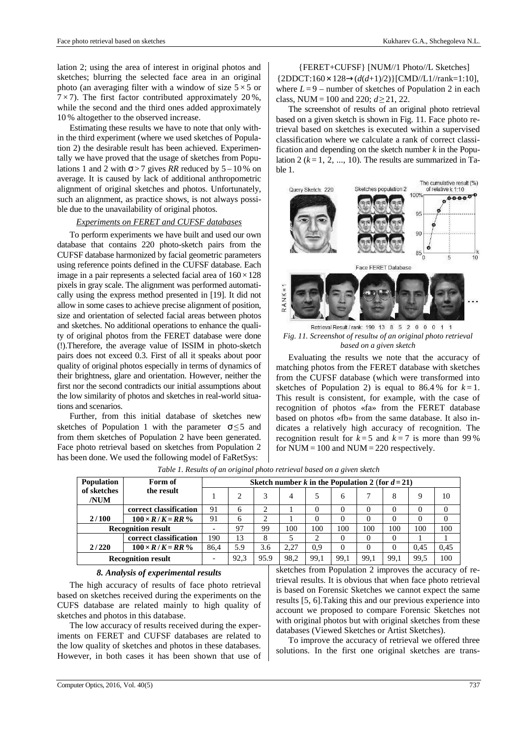lation 2; using the area of interest in original photos and sketches; blurring the selected face area in an original photo (an averaging filter with a window of size $5\times5$ or $7\times7$). The first factor contributed approximately 20 %, while the second and the third ones added approximately 10 % altogether to the observed increase.

Estimating these results we have to note that only within the third experiment (where we used sketches of Population 2) the desirable result has been achieved. Experimentally we have proved that the usage of sketches from Populations 1 and 2 with $\sigma > 7$ gives *RR* reduced by 5 – 10 % on average. It is caused by lack of additional anthropometric alignment of original sketches and photos. Unfortunately, such an alignment, as practice shows, is not always possible due to the unavailability of original photos.

*Experiments on FERET and CUFSF databases*

To perform experiments we have built and used our own database that contains 220 photo-sketch pairs from the CUFSF database harmonized by facial geometric parameters using reference points defined in the CUFSF database. Each image in a pair represents a selected facial area of $160\times128$ pixels in gray scale. The alignment was performed automatically using the express method presented in [19]. It did not allow in some cases to achieve precise alignment of position, size and orientation of selected facial areas between photos and sketches. No additional operations to enhance the quality of original photos from the FERET database were done (!).Therefore, the average value of ISSIM in photo-sketch pairs does not exceed 0.3. First of all it speaks about poor quality of original photos especially in terms of dynamics of their brightness, glare and orientation. However, neither the first nor the second contradicts our initial assumptions about the low similarity of photos and sketches in real-world situations and scenarios.

Further, from this initial database of sketches new sketches of Population 1 with the parameter $\sigma \le 5$ and from them sketches of Population 2 have been generated. Face photo retrieval based on sketches from Population 2 has been done. We used the following model of FaRetSys:

{FERET+CUFSF} [NUM//1 Photo//L Sketches] {2DDCT:$160\times128\rightarrow(d(d+1)/2)$}[CMD//L1//rank=1:10],

where $L = 9$ – number of sketches of Population 2 in each class, NUM = 100 and 220; $d \ge 21$, 22.

The screenshot of results of an original photo retrieval based on a given sketch is shown in Fig. 11. Face photo retrieval based on sketches is executed within a supervised classification where we calculate a rank of correct classification and depending on the sketch number $k$ in the Population 2 ($k = 1, 2, ..., 10$). The results are summarized in Table 1.

*Fig. 11. Screenshot of resultы of an original photo retrieval based on a given sketch*

Evaluating the results we note that the accuracy of matching photos from the FERET database with sketches from the CUFSF database (which were transformed into sketches of Population 2) is equal to 86.4 % for $k = 1$. This result is consistent, for example, with the case of recognition of photos «fa» from the FERET database based on photos «fb» from the same database. It also indicates a relatively high accuracy of recognition. The recognition result for $k = 5$ and $k = 7$ is more than 99 % for NUM = 100 and NUM = 220 respectively.

*Table 1. Results of an original photo retrieval based on a given sketch*

| Population of sketches /NUM | Form of the result | Sketch number *k* in the Population 2 (for $d = 21$) | | | | | | | | | |
|---|---|---|---|---|---|---|---|---|---|---|---|
| | | 1 | 2 | 3 | 4 | 5 | 6 | 7 | 8 | 9 | 10 |
| 2 / 100 | correct classification | 91 | 6 | 2 | 1 | 0 | 0 | 0 | 0 | 0 | 0 |
| | **$100\times R/K = RR$ %** | 91 | 6 | 2 | 1 | 0 | 0 | 0 | 0 | 0 | 0 |
| **Recognition result** | | - | 97 | 99 | 100 | 100 | 100 | 100 | 100 | 100 | 100 |
| 2 / 220 | correct classification | 190 | 13 | 8 | 5 | 2 | 0 | 0 | 0 | 1 | 1 |
| | **$100\times R/K = RR$ %** | 86,4 | 5.9 | 3.6 | 2,27 | 0,9 | 0 | 0 | 0 | 0,45 | 0,45 |
| **Recognition result** | | - | 92,3 | 95.9 | 98,2 | 99,1 | 99,1 | 99,1 | 99,1 | 99,5 | 100 |

### 8. Analysis of experimental results

The high accuracy of results of face photo retrieval based on sketches received during the experiments on the CUFS database are related mainly to high quality of sketches and photos in this database.

The low accuracy of results received during the experiments on FERET and CUFSF databases are related to the low quality of sketches and photos in these databases. However, in both cases it has been shown that use of sketches from Population 2 improves the accuracy of retrieval results. It is obvious that when face photo retrieval is based on Forensic Sketches we cannot expect the same results [5, 6].Taking this and our previous experience into account we proposed to compare Forensic Sketches not with original photos but with original sketches from these databases (Viewed Sketches or Artist Sketches).

To improve the accuracy of retrieval we offered three solutions. In the first one original sketches are trans-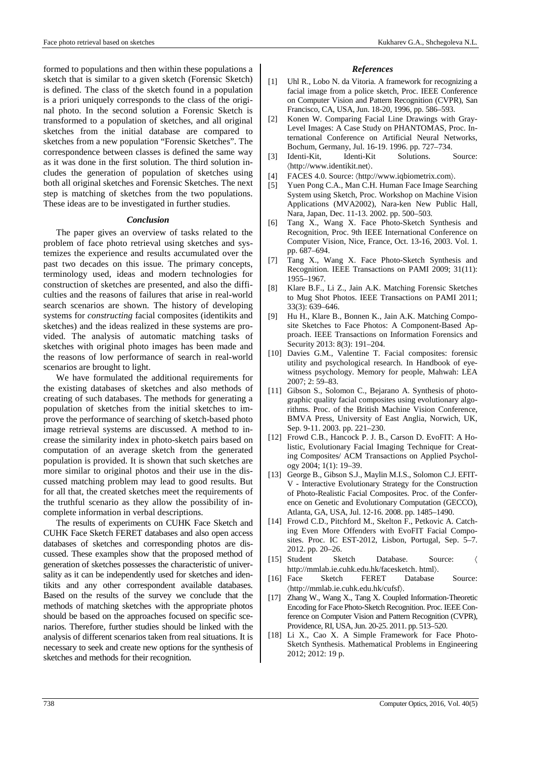formed to populations and then within these populations a sketch that is similar to a given sketch (Forensic Sketch) is defined. The class of the sketch found in a population is a priori uniquely corresponds to the class of the original photo. In the second solution a Forensic Sketch is transformed to a population of sketches, and all original sketches from the initial database are compared to sketches from a new population "Forensic Sketches". The correspondence between classes is defined the same way as it was done in the first solution. The third solution includes the generation of population of sketches using both all original sketches and Forensic Sketches. The next step is matching of sketches from the two populations. These ideas are to be investigated in further studies.

### *Conclusion*

The paper gives an overview of tasks related to the problem of face photo retrieval using sketches and systemizes the experience and results accumulated over the past two decades on this issue. The primary concepts, terminology used, ideas and modern technologies for construction of sketches are presented, and also the difficulties and the reasons of failures that arise in real-world search scenarios are shown. The history of developing systems for *constructing* facial composites (identikits and sketches) and the ideas realized in these systems are provided. The analysis of automatic matching tasks of sketches with original photo images has been made and the reasons of low performance of search in real-world scenarios are brought to light.

We have formulated the additional requirements for the existing databases of sketches and also methods of creating of such databases. The methods for generating a population of sketches from the initial sketches to improve the performance of searching of sketch-based photo image retrieval systems are discussed. A method to increase the similarity index in photo-sketch pairs based on computation of an average sketch from the generated population is provided. It is shown that such sketches are more similar to original photos and their use in the discussed matching problem may lead to good results. But for all that, the created sketches meet the requirements of the truthful scenario as they allow the possibility of incomplete information in verbal descriptions.

The results of experiments on CUHK Face Sketch and CUHK Face Sketch FERET databases and also open access databases of sketches and corresponding photos are discussed. These examples show that the proposed method of generation of sketches possesses the characteristic of universality as it can be independently used for sketches and identikits and any other correspondent available databases. Based on the results of the survey we conclude that the methods of matching sketches with the appropriate photos should be based on the approaches focused on specific scenarios. Therefore, further studies should be linked with the analysis of different scenarios taken from real situations. It is necessary to seek and create new options for the synthesis of sketches and methods for their recognition.

### *References*

[1] Uhl R., Lobo N. da Vitoria. A framework for recognizing a facial image from a police sketch, Proc. IEEE Conference on Computer Vision and Pattern Recognition (CVPR), San Francisco, CA, USA, Jun. 18-20, 1996, pp. 586–593.

[2] Konen W. Comparing Facial Line Drawings with Gray-Level Images: A Case Study on PHANTOMAS, Proc. International Conference on Artificial Neural Networks, Bochum, Germany, Jul. 16-19. 1996. pp. 727–734.

[3] Identi-Kit, Identi-Kit Solutions. Source: ⟨http://www.identikit.net⟩.

[4] FACES 4.0. Source: ⟨http://www.iqbiometrix.com⟩.

[5] Yuen Pong C.A., Man C.H. Human Face Image Searching System using Sketch, Proc. Workshop on Machine Vision Applications (MVA2002), Nara-ken New Public Hall, Nara, Japan, Dec. 11-13. 2002. pp. 500–503.

[6] Tang X., Wang X. Face Photo-Sketch Synthesis and Recognition, Proc. 9th IEEE International Conference on Computer Vision, Nice, France, Oct. 13-16, 2003. Vol. 1. pp. 687–694.

[7] Tang X., Wang X. Face Photo-Sketch Synthesis and Recognition. IEEE Transactions on PAMI 2009; 31(11): 1955–1967.

[8] Klare B.F., Li Z., Jain A.K. Matching Forensic Sketches to Mug Shot Photos. IEEE Transactions on PAMI 2011; 33(3): 639–646.

[9] Hu H., Klare B., Bonnen K., Jain A.K. Matching Composite Sketches to Face Photos: A Component-Based Approach. IEEE Transactions on Information Forensics and Security 2013: 8(3): 191–204.

[10] Davies G.M., Valentine T. Facial composites: forensic utility and psychological research. In Handbook of eyewitness psychology. Memory for people, Mahwah: LEA 2007; 2: 59–83.

[11] Gibson S., Solomon C., Bejarano A. Synthesis of photographic quality facial composites using evolutionary algorithms. Proc. of the British Machine Vision Conference, BMVA Press, University of East Anglia, Norwich, UK, Sep. 9-11. 2003. pp. 221–230.

[12] Frowd C.B., Hancock P. J. B., Carson D. EvoFIT: A Holistic, Evolutionary Facial Imaging Technique for Creating Composites/ ACM Transactions on Applied Psychology 2004; 1(1): 19–39.

[13] George B., Gibson S.J., Maylin M.I.S., Solomon C.J. EFIT-V - Interactive Evolutionary Strategy for the Construction of Photo-Realistic Facial Composites. Proc. of the Conference on Genetic and Evolutionary Computation (GECCO), Atlanta, GA, USA, Jul. 12-16. 2008. pp. 1485–1490.

[14] Frowd C.D., Pitchford M., Skelton F., Petkovic A. Catching Even More Offenders with EvoFIT Facial Composites. Proc. IC EST-2012, Lisbon, Portugal, Sep. 5–7. 2012. pp. 20–26.

[15] Student Sketch Database. Source: ⟨ http://mmlab.ie.cuhk.edu.hk/facesketch. html⟩.

[16] Face Sketch FERET Database Source: ⟨http://mmlab.ie.cuhk.edu.hk/cufsf⟩.

[17] Zhang W., Wang X., Tang X. Coupled Information-Theoretic Encoding for Face Photo-Sketch Recognition. Proc. IEEE Conference on Computer Vision and Pattern Recognition (CVPR), Providence, RI, USA, Jun. 20-25. 2011. pp. 513–520.

[18] Li X., Cao X. A Simple Framework for Face Photo-Sketch Synthesis. Mathematical Problems in Engineering 2012; 2012: 19 p.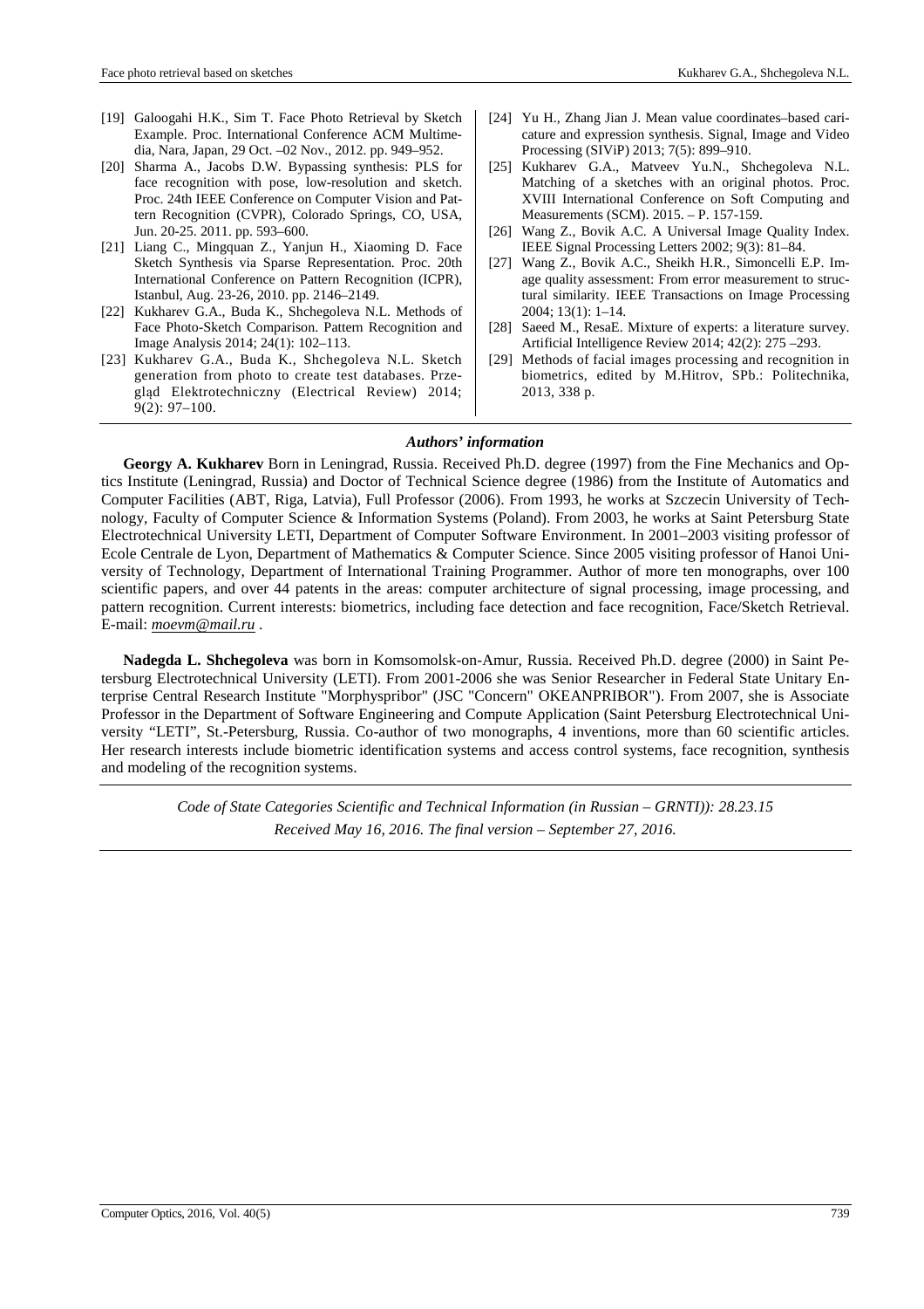[19] Galoogahi H.K., Sim T. Face Photo Retrieval by Sketch Example. Proc. International Conference ACM Multimedia, Nara, Japan, 29 Oct. –02 Nov., 2012. pp. 949–952.

[20] Sharma A., Jacobs D.W. Bypassing synthesis: PLS for face recognition with pose, low-resolution and sketch. Proc. 24th IEEE Conference on Computer Vision and Pattern Recognition (CVPR), Colorado Springs, CO, USA, Jun. 20-25. 2011. pp. 593–600.

[21] Liang C., Mingquan Z., Yanjun H., Xiaoming D. Face Sketch Synthesis via Sparse Representation. Proc. 20th International Conference on Pattern Recognition (ICPR), Istanbul, Aug. 23-26, 2010. pp. 2146–2149.

[22] Kukharev G.A., Buda K., Shchegoleva N.L. Methods of Face Photo-Sketch Comparison. Pattern Recognition and Image Analysis 2014; 24(1): 102–113.

[23] Kukharev G.A., Buda K., Shchegoleva N.L. Sketch generation from photo to create test databases. Przegląd Elektrotechniczny (Electrical Review) 2014; 9(2): 97–100.

[24] Yu H., Zhang Jian J. Mean value coordinates–based caricature and expression synthesis. Signal, Image and Video Processing (SIViP) 2013; 7(5): 899–910.

[25] Kukharev G.A., Matveev Yu.N., Shchegoleva N.L. Matching of a sketches with an original photos. Proc. XVIII International Conference on Soft Computing and Measurements (SCM). 2015. – P. 157-159.

[26] Wang Z., Bovik A.C. A Universal Image Quality Index. IEEE Signal Processing Letters 2002; 9(3): 81–84.

[27] Wang Z., Bovik A.C., Sheikh H.R., Simoncelli E.P. Image quality assessment: From error measurement to structural similarity. IEEE Transactions on Image Processing 2004; 13(1): 1–14.

[28] Saeed M., ResaE. Mixture of experts: a literature survey. Artificial Intelligence Review 2014; 42(2): 275 –293.

[29] Methods of facial images processing and recognition in biometrics, edited by M.Hitrov, SPb.: Politechnika, 2013, 338 p.

### *Authors' information*

**Georgy A. Kukharev** Born in Leningrad, Russia. Received Ph.D. degree (1997) from the Fine Mechanics and Optics Institute (Leningrad, Russia) and Doctor of Technical Science degree (1986) from the Institute of Automatics and Computer Facilities (ABT, Riga, Latvia), Full Professor (2006). From 1993, he works at Szczecin University of Technology, Faculty of Computer Science & Information Systems (Poland). From 2003, he works at Saint Petersburg State Electrotechnical University LETI, Department of Computer Software Environment. In 2001–2003 visiting professor of Ecole Centrale de Lyon, Department of Mathematics & Computer Science. Since 2005 visiting professor of Hanoi University of Technology, Department of International Training Programmer. Author of more ten monographs, over 100 scientific papers, and over 44 patents in the areas: computer architecture of signal processing, image processing, and pattern recognition. Current interests: biometrics, including face detection and face recognition, Face/Sketch Retrieval. E-mail: *moevm@mail.ru* .

**Nadegda L. Shchegoleva** was born in Komsomolsk-on-Amur, Russia. Received Ph.D. degree (2000) in Saint Petersburg Electrotechnical University (LETI). From 2001-2006 she was Senior Researcher in Federal State Unitary Enterprise Central Research Institute "Morphyspribor" (JSC "Concern" OKEANPRIBOR"). From 2007, she is Associate Professor in the Department of Software Engineering and Compute Application (Saint Petersburg Electrotechnical University "LETI", St.-Petersburg, Russia. Co-author of two monographs, 4 inventions, more than 60 scientific articles. Her research interests include biometric identification systems and access control systems, face recognition, synthesis and modeling of the recognition systems.

*Code of State Categories Scientific and Technical Information (in Russian – GRNTI)): 28.23.15*

*Received May 16, 2016. The final version – September 27, 2016.*